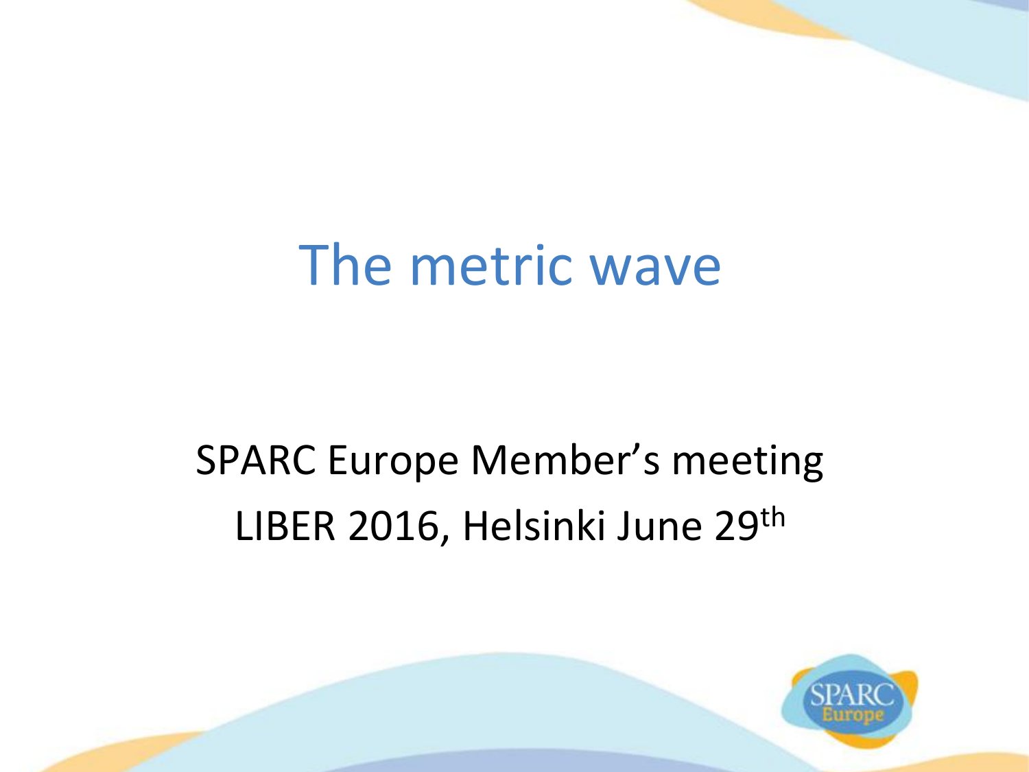# The metric wave

SPARC Europe Member's meeting

LIBER 2016, Helsinki June 29th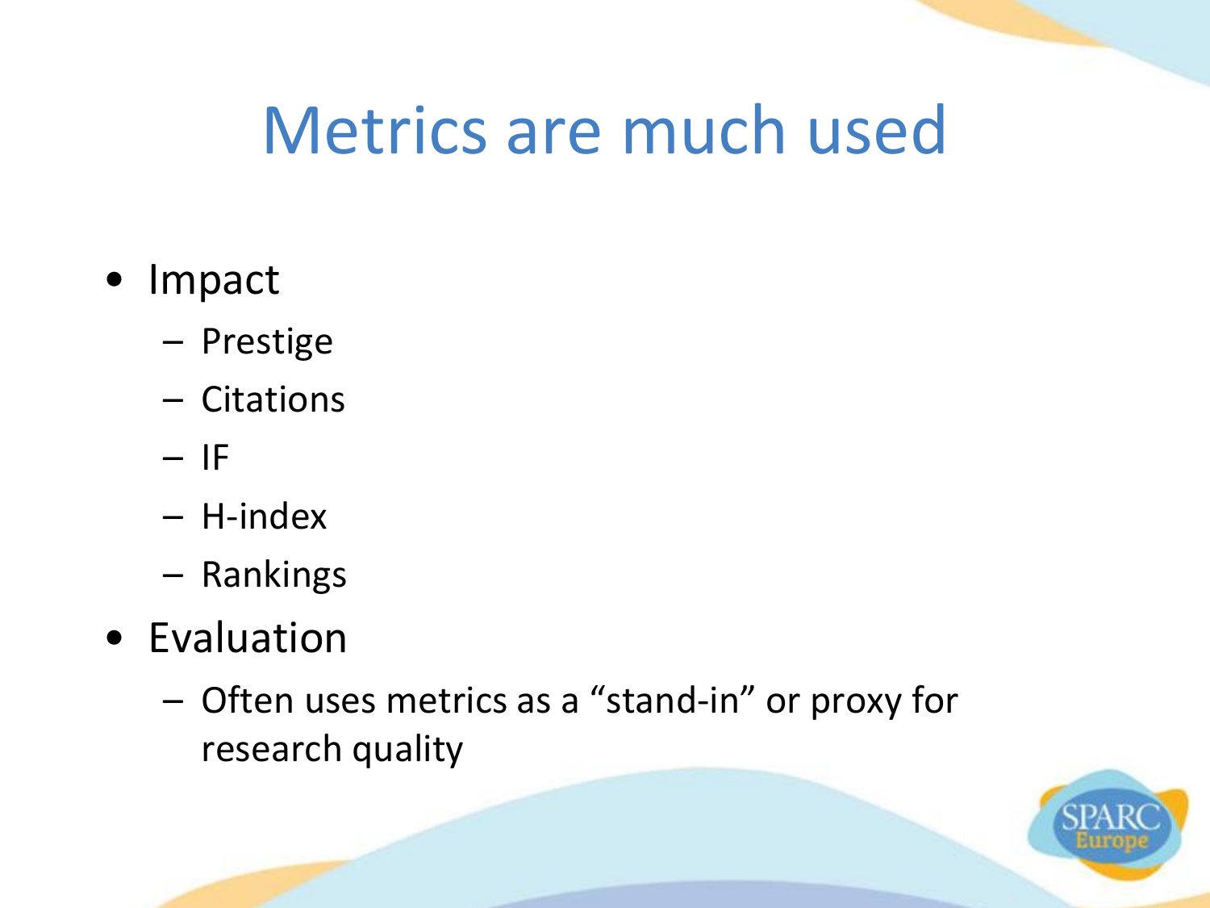# Metrics are much used

- Impact
  - Prestige
  - Citations
  - IF
  - H-index
  - Rankings
- Evaluation
  - Often uses metrics as a “stand-in” or proxy for research quality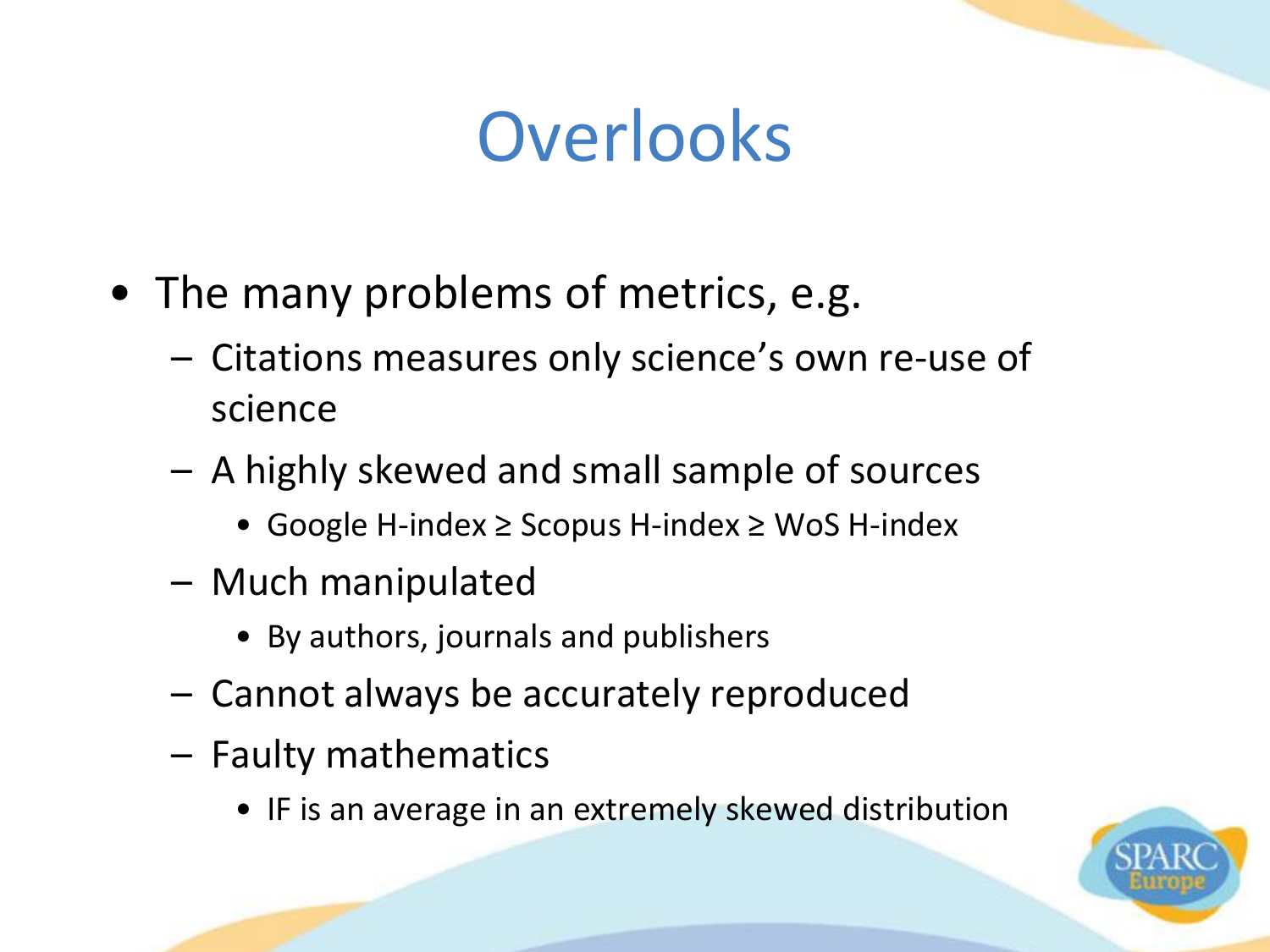# Overlooks

- The many problems of metrics, e.g.
  - Citations measures only science's own re-use of science
  - A highly skewed and small sample of sources
    - Google H-index ≥ Scopus H-index ≥ WoS H-index
  - Much manipulated
    - By authors, journals and publishers
  - Cannot always be accurately reproduced
  - Faulty mathematics
    - IF is an average in an extremely skewed distribution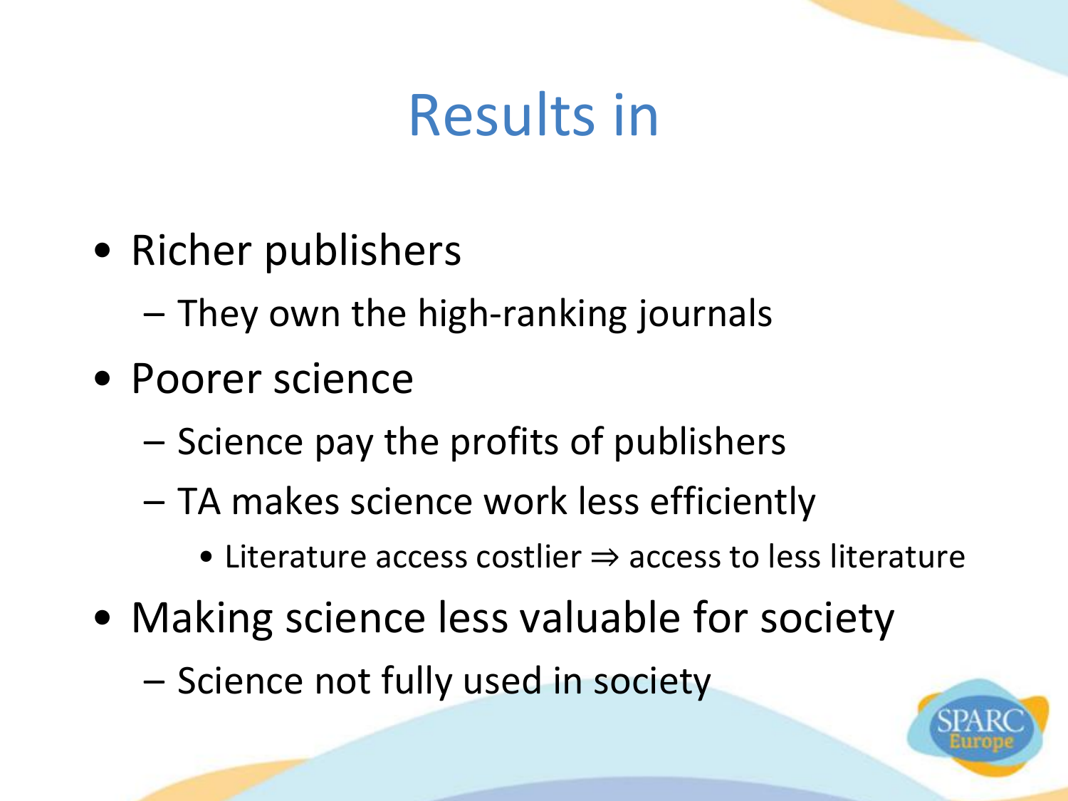# Results in

- Richer publishers
  - They own the high-ranking journals
- Poorer science
  - Science pay the profits of publishers
  - TA makes science work less efficiently
    - Literature access costlier ⇒ access to less literature
- Making science less valuable for society
  - Science not fully used in society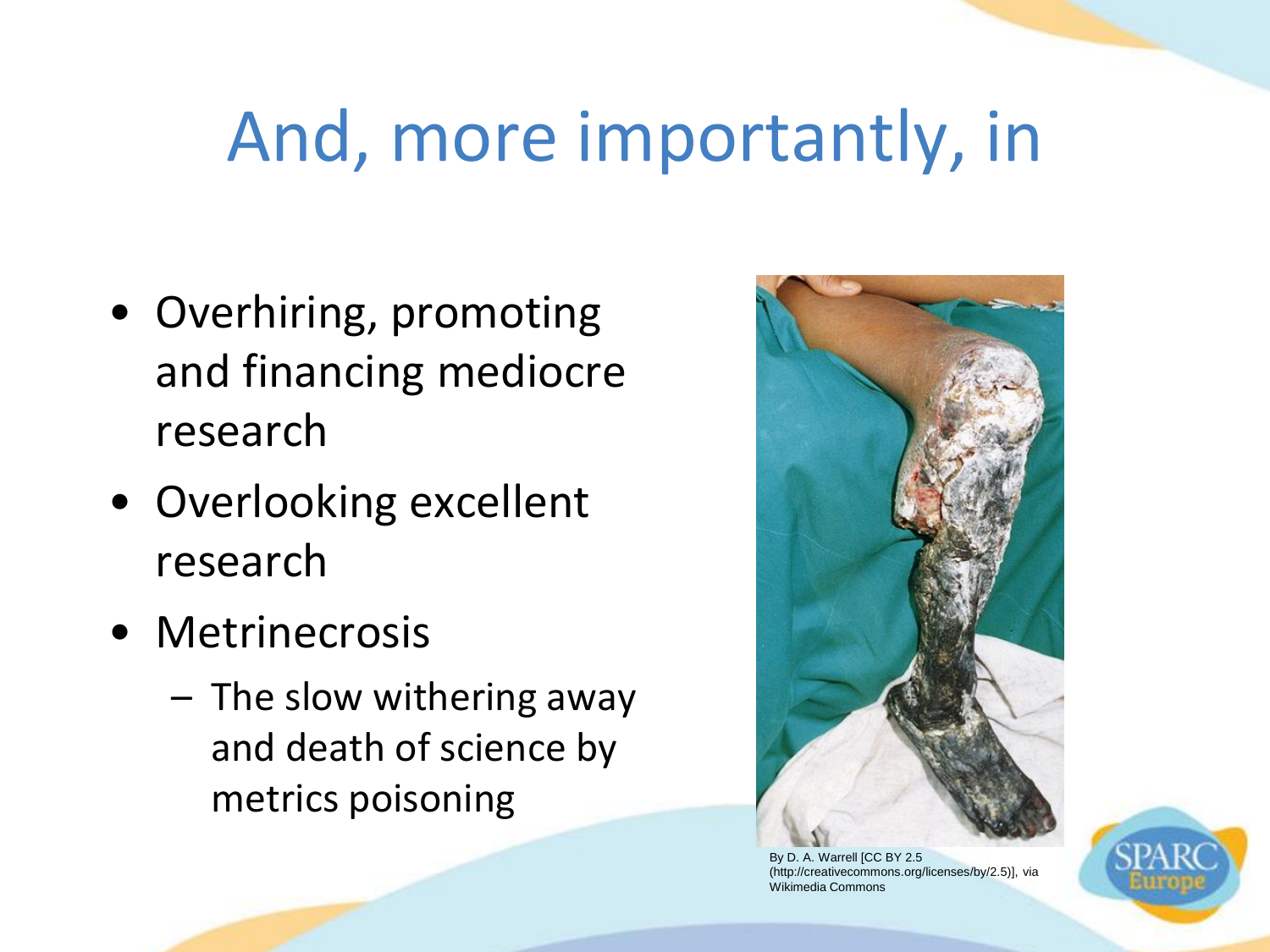# And, more importantly, in

- Overhiring, promoting and financing mediocre research
- Overlooking excellent research
- Metrinecrosis
  - The slow withering away and death of science by metrics poisoning

By D. A. Warrell [CC BY 2.5 (http://creativecommons.org/licenses/by/2.5)], via Wikimedia Commons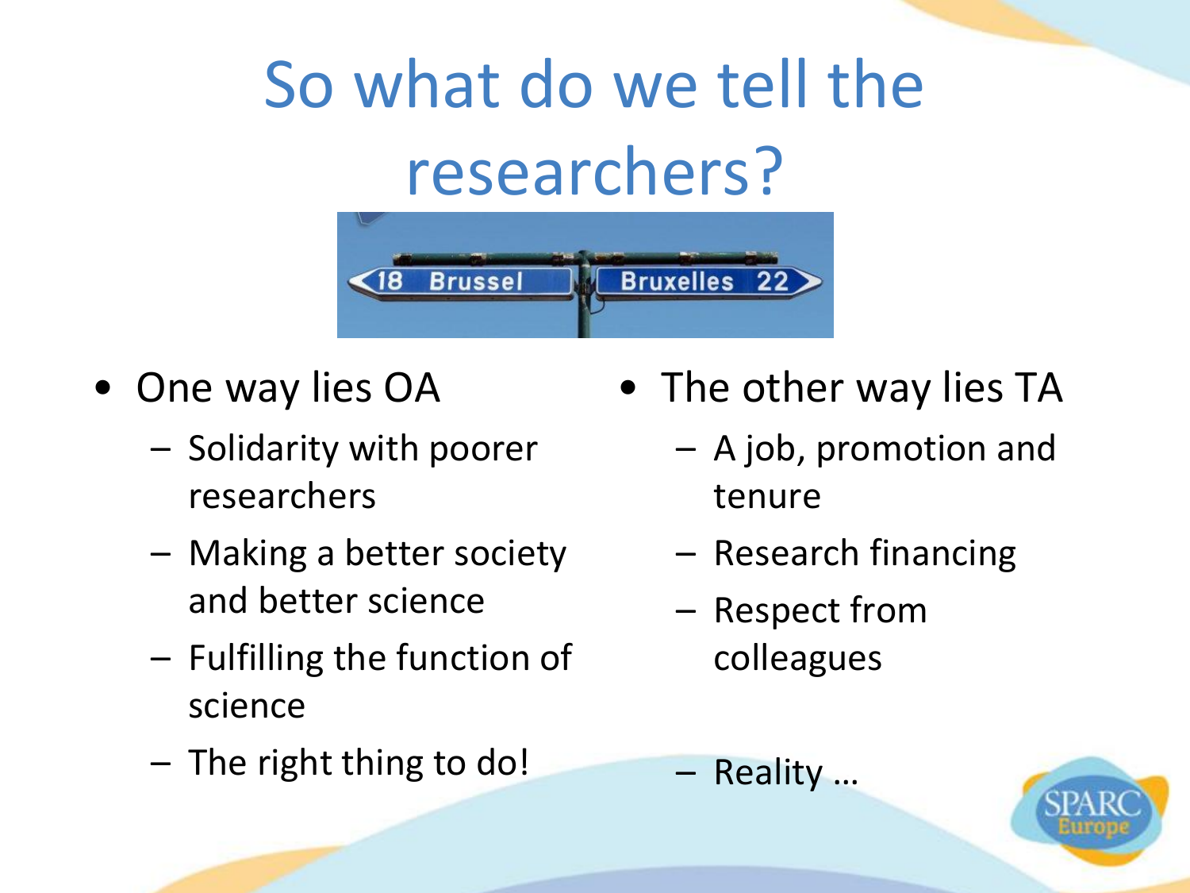# So what do we tell the researchers?

- One way lies OA
  - Solidarity with poorer researchers
  - Making a better society and better science
  - Fulfilling the function of science
  - The right thing to do!
- The other way lies TA
  - A job, promotion and tenure
  - Research financing
  - Respect from colleagues
  - Reality …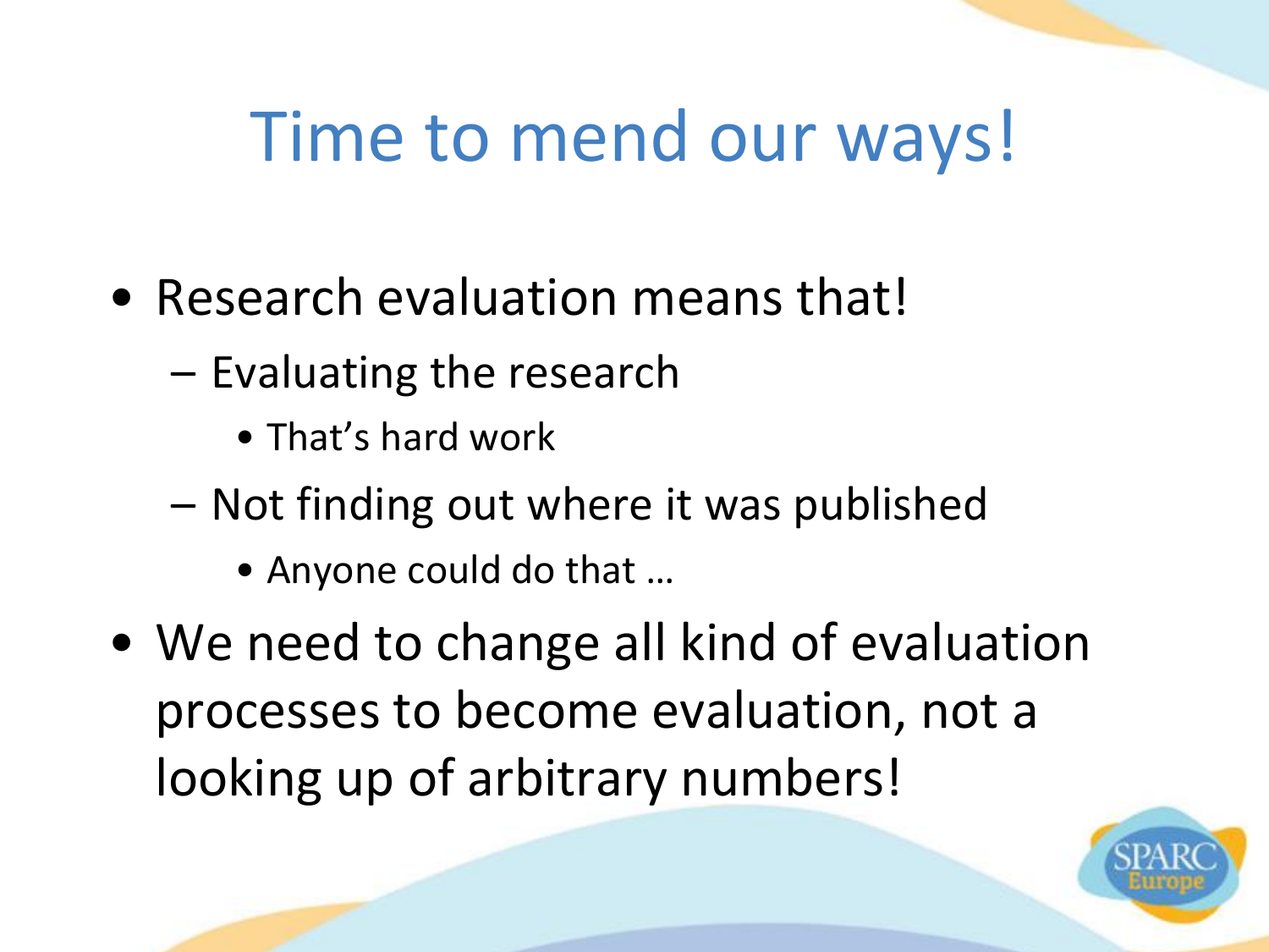# Time to mend our ways!

- Research evaluation means that!
  - Evaluating the research
    - That's hard work
  - Not finding out where it was published
    - Anyone could do that …
- We need to change all kind of evaluation processes to become evaluation, not a looking up of arbitrary numbers!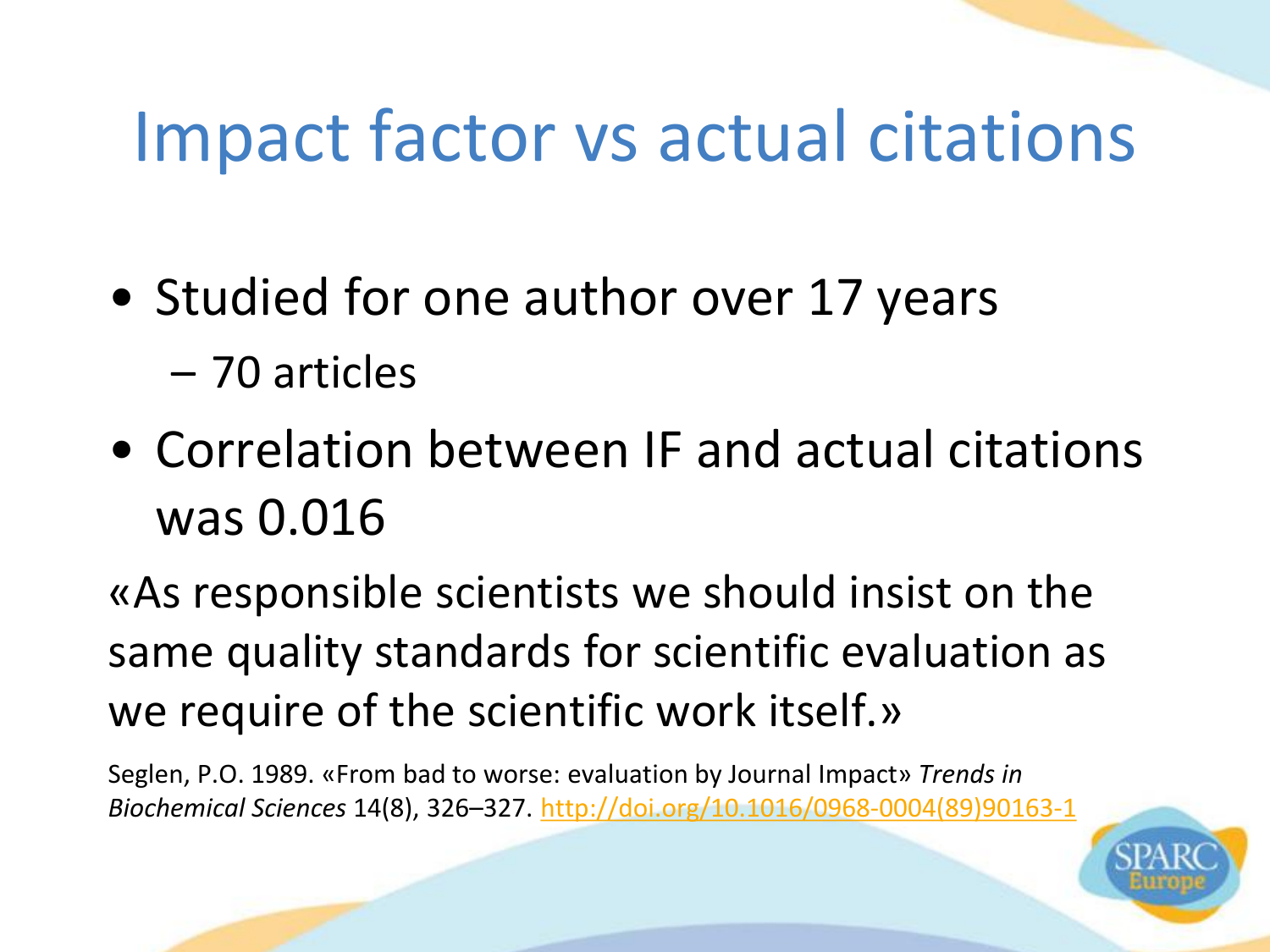# Impact factor vs actual citations

- Studied for one author over 17 years
  - 70 articles
- Correlation between IF and actual citations was 0.016

«As responsible scientists we should insist on the same quality standards for scientific evaluation as we require of the scientific work itself.»

Seglen, P.O. 1989. «From bad to worse: evaluation by Journal Impact» *Trends in Biochemical Sciences* 14(8), 326–327. http://doi.org/10.1016/0968-0004(89)90163-1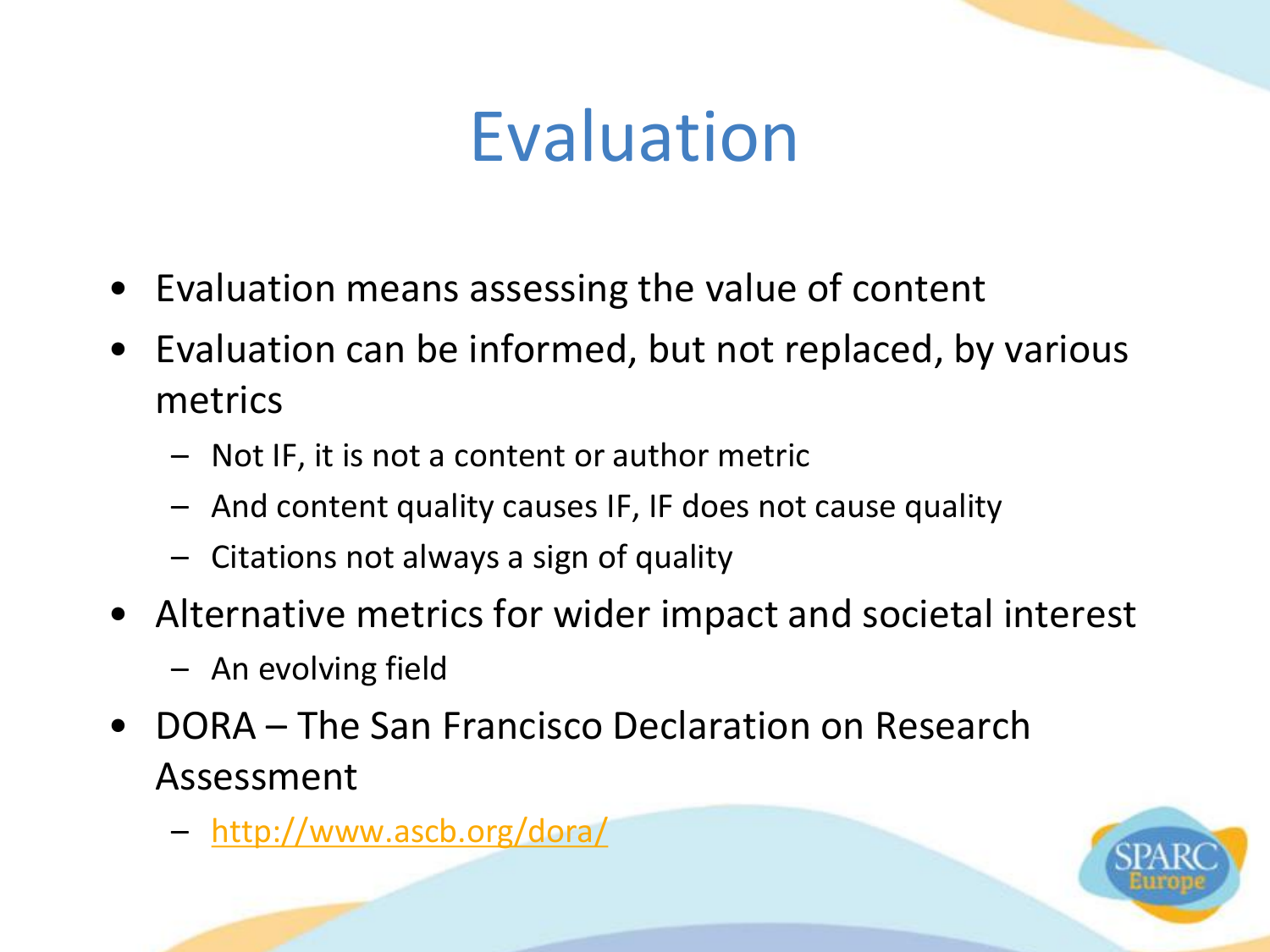# Evaluation

- Evaluation means assessing the value of content
- Evaluation can be informed, but not replaced, by various metrics
  - Not IF, it is not a content or author metric
  - And content quality causes IF, IF does not cause quality
  - Citations not always a sign of quality
- Alternative metrics for wider impact and societal interest
  - An evolving field
- DORA – The San Francisco Declaration on Research Assessment
  - http://www.ascb.org/dora/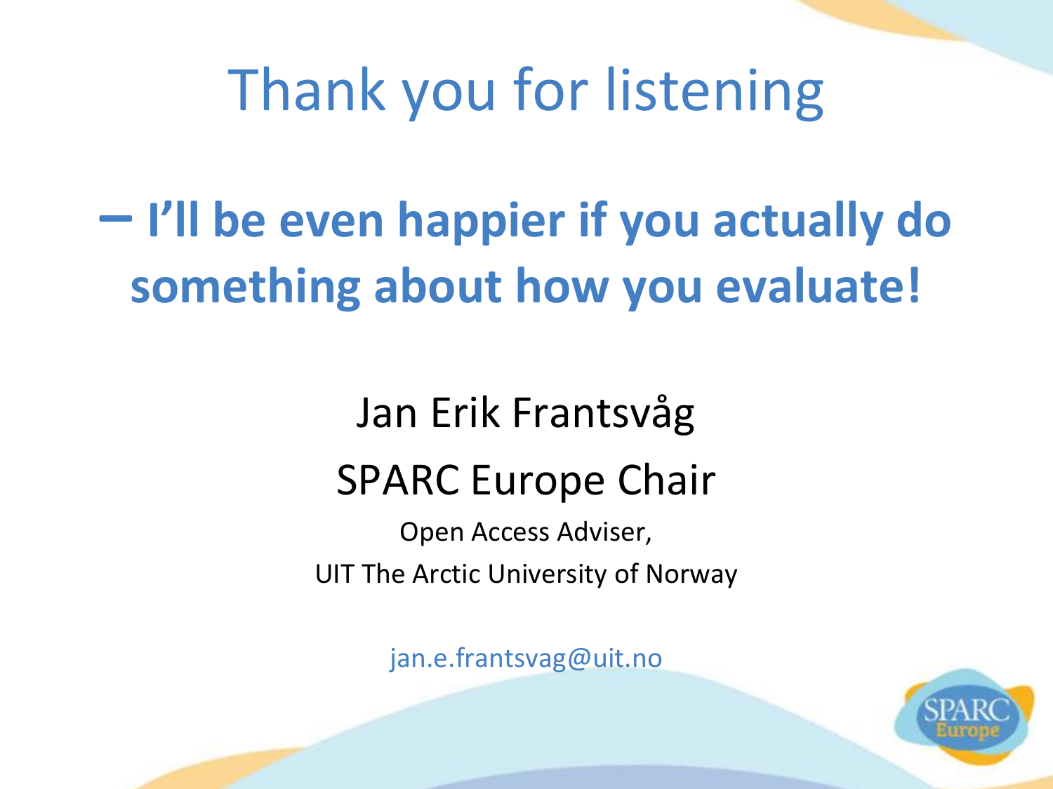# Thank you for listening

**– I'll be even happier if you actually do something about how you evaluate!**

Jan Erik Frantsvåg

SPARC Europe Chair

Open Access Adviser,

UIT The Arctic University of Norway

jan.e.frantsvag@uit.no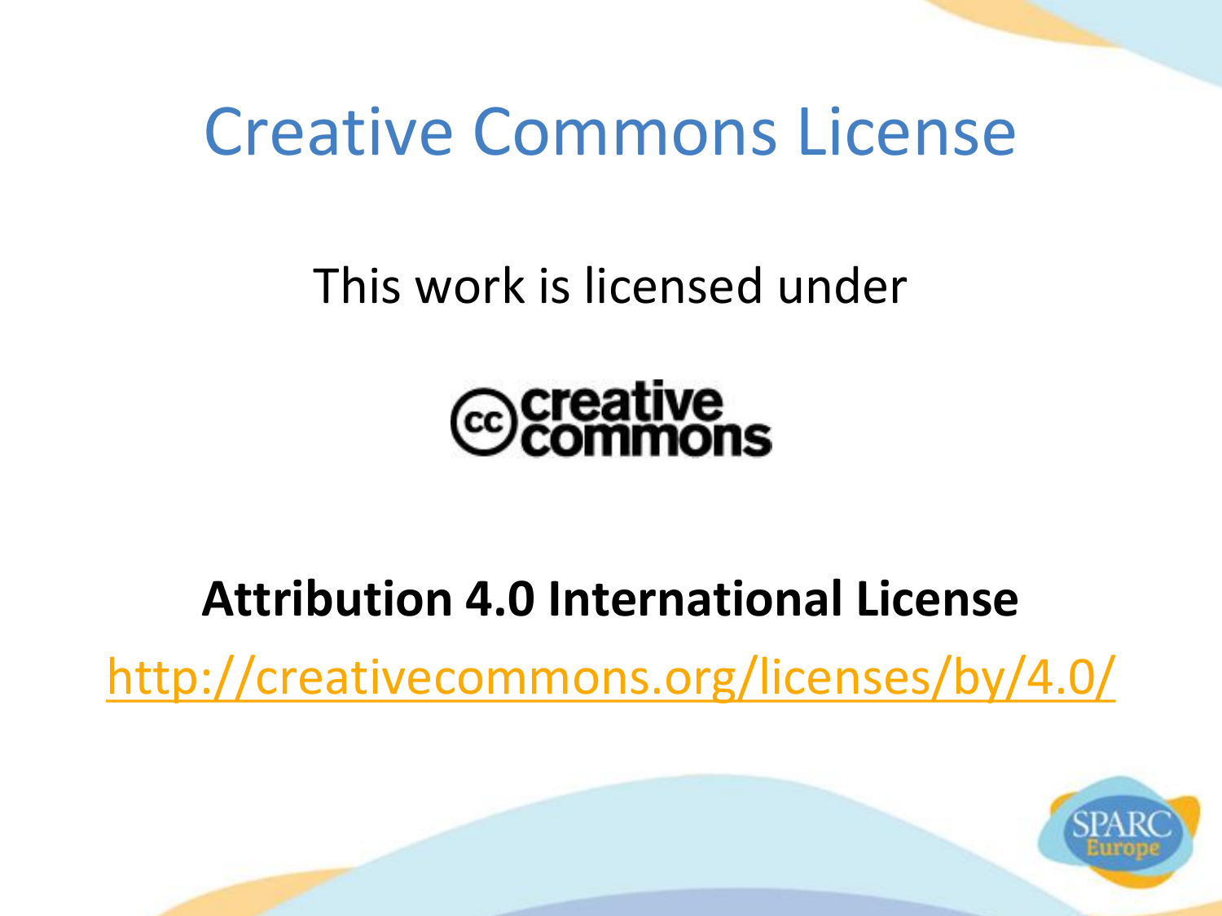# Creative Commons License

This work is licensed under

creative commons

**Attribution 4.0 International License**

http://creativecommons.org/licenses/by/4.0/